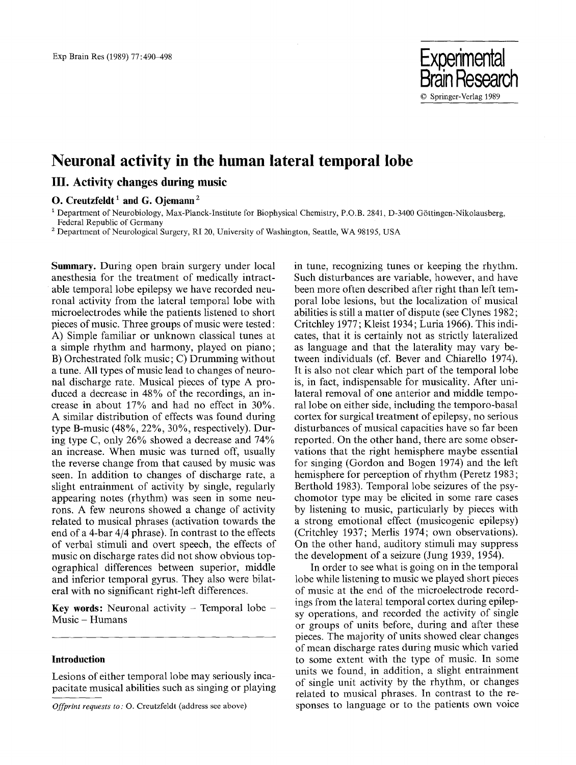# Neuronal activity in the human lateral temporal lobe

## III. Activity changes during music

**O. Creutzfeldt**[1] **and G. Ojemann**[2]

[1] Department of Neurobiology, Max-Planck-Institute for Biophysical Chemistry, P.O.B. 2841, D-3400 Göttingen-Nikolausberg, Federal Republic of Germany

[2] Department of Neurological Surgery, RI 20, University of Washington, Seattle, WA 98195, USA

**Summary.** During open brain surgery under local anesthesia for the treatment of medically intractable temporal lobe epilepsy we have recorded neuronal activity from the lateral temporal lobe with microelectrodes while the patients listened to short pieces of music. Three groups of music were tested: A) Simple familiar or unknown classical tunes at a simple rhythm and harmony, played on piano; B) Orchestrated folk music; C) Drumming without a tune. All types of music lead to changes of neuronal discharge rate. Musical pieces of type A produced a decrease in 48% of the recordings, an increase in about 17% and had no effect in 30%. A similar distribution of effects was found during type B-music (48%, 22%, 30%, respectively). During type C, only 26% showed a decrease and 74% an increase. When music was turned off, usually the reverse change from that caused by music was seen. In addition to changes of discharge rate, a slight entrainment of activity by single, regularly appearing notes (rhythm) was seen in some neurons. A few neurons showed a change of activity related to musical phrases (activation towards the end of a 4-bar 4/4 phrase). In contrast to the effects of verbal stimuli and overt speech, the effects of music on discharge rates did not show obvious topographical differences between superior, middle and inferior temporal gyrus. They also were bilateral with no significant right-left differences.

**Key words:** Neuronal activity – Temporal lobe – Music – Humans

## Introduction

Lesions of either temporal lobe may seriously incapacitate musical abilities such as singing or playing in tune, recognizing tunes or keeping the rhythm. Such disturbances are variable, however, and have been more often described after right than left temporal lobe lesions, but the localization of musical abilities is still a matter of dispute (see Clynes 1982; Critchley 1977; Kleist 1934; Luria 1966). This indicates, that it is certainly not as strictly lateralized as language and that the laterality may vary between individuals (cf. Bever and Chiarello 1974). It is also not clear which part of the temporal lobe is, in fact, indispensable for musicality. After unilateral removal of one anterior and middle temporal lobe on either side, including the temporo-basal cortex for surgical treatment of epilepsy, no serious disturbances of musical capacities have so far been reported. On the other hand, there are some observations that the right hemisphere maybe essential for singing (Gordon and Bogen 1974) and the left hemisphere for perception of rhythm (Peretz 1983; Berthold 1983). Temporal lobe seizures of the psychomotor type may be elicited in some rare cases by listening to music, particularly by pieces with a strong emotional effect (musicogenic epilepsy) (Critchley 1937; Merlis 1974; own observations). On the other hand, auditory stimuli may suppress the development of a seizure (Jung 1939, 1954).

In order to see what is going on in the temporal lobe while listening to music we played short pieces of music at the end of the microelectrode recordings from the lateral temporal cortex during epilepsy operations, and recorded the activity of single or groups of units before, during and after these pieces. The majority of units showed clear changes of mean discharge rates during music which varied to some extent with the type of music. In some units we found, in addition, a slight entrainment of single unit activity by the rhythm, or changes related to musical phrases. In contrast to the responses to language or to the patients own voice

*Offprint requests to:* O. Creutzfeldt (address see above)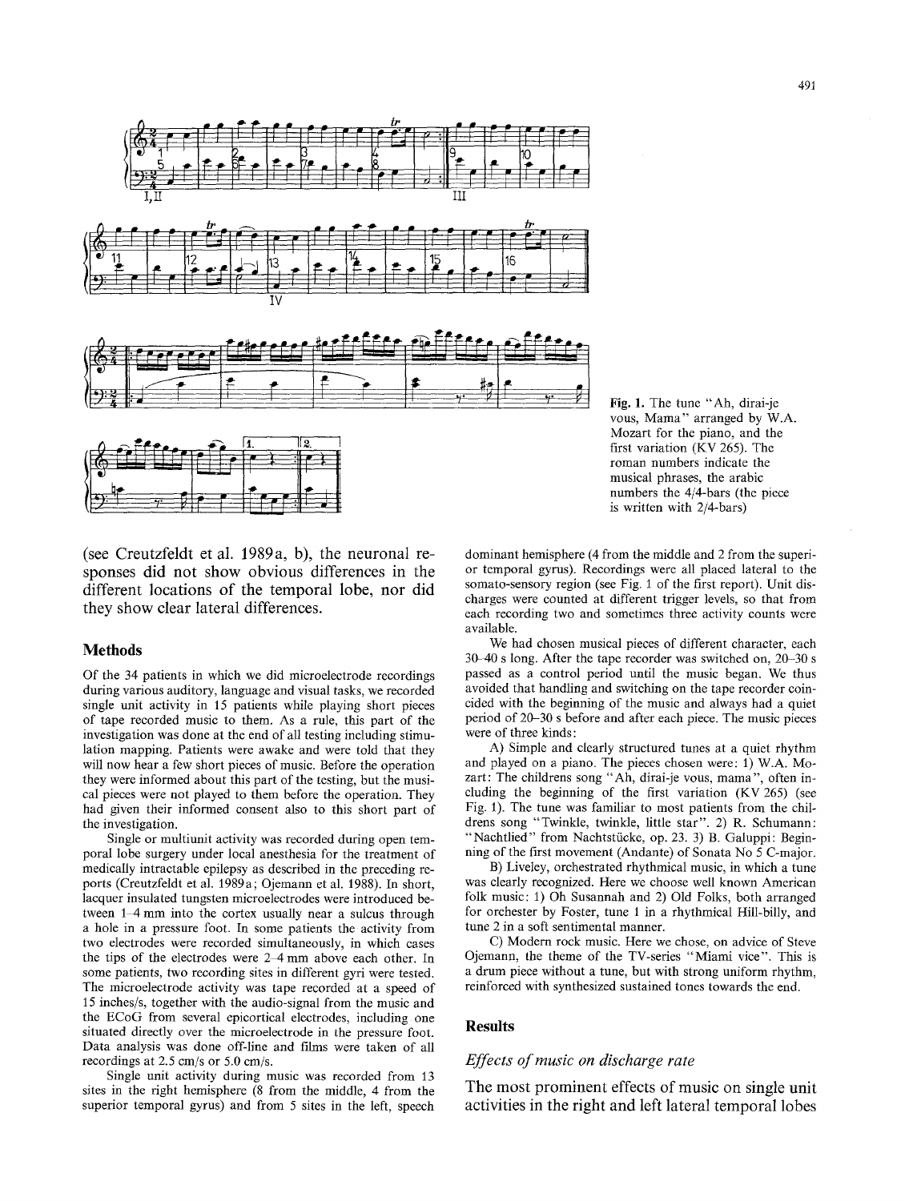Fig. 1. The tune "Ah, dirai-je vous, Mama" arranged by W.A. Mozart for the piano, and the first variation (KV 265). The roman numbers indicate the musical phrases, the arabic numbers the 4/4-bars (the piece is written with 2/4-bars)

(see Creutzfeldt et al. 1989a, b), the neuronal responses did not show obvious differences in the different locations of the temporal lobe, nor did they show clear lateral differences.

## Methods

Of the 34 patients in which we did microelectrode recordings during various auditory, language and visual tasks, we recorded single unit activity in 15 patients while playing short pieces of tape recorded music to them. As a rule, this part of the investigation was done at the end of all testing including stimulation mapping. Patients were awake and were told that they will now hear a few short pieces of music. Before the operation they were informed about this part of the testing, but the musical pieces were not played to them before the operation. They had given their informed consent also to this short part of the investigation.

Single or multiunit activity was recorded during open temporal lobe surgery under local anesthesia for the treatment of medically intractable epilepsy as described in the preceding reports (Creutzfeldt et al. 1989a; Ojemann et al. 1988). In short, lacquer insulated tungsten microelectrodes were introduced between 1–4 mm into the cortex usually near a sulcus through a hole in a pressure foot. In some patients the activity from two electrodes were recorded simultaneously, in which cases the tips of the electrodes were 2–4 mm above each other. In some patients, two recording sites in different gyri were tested. The microelectrode activity was tape recorded at a speed of 15 inches/s, together with the audio-signal from the music and the ECoG from several epicortical electrodes, including one situated directly over the microelectrode in the pressure foot. Data analysis was done off-line and films were taken of all recordings at 2.5 cm/s or 5.0 cm/s.

Single unit activity during music was recorded from 13 sites in the right hemisphere (8 from the middle, 4 from the superior temporal gyrus) and from 5 sites in the left, speech dominant hemisphere (4 from the middle and 2 from the superior temporal gyrus). Recordings were all placed lateral to the somato-sensory region (see Fig. 1 of the first report). Unit discharges were counted at different trigger levels, so that from each recording two and sometimes three activity counts were available.

We had chosen musical pieces of different character, each 30–40 s long. After the tape recorder was switched on, 20–30 s passed as a control period until the music began. We thus avoided that handling and switching on the tape recorder coincided with the beginning of the music and always had a quiet period of 20–30 s before and after each piece. The music pieces were of three kinds:

A) Simple and clearly structured tunes at a quiet rhythm and played on a piano. The pieces chosen were: 1) W.A. Mozart: The childrens song "Ah, dirai-je vous, mama", often including the beginning of the first variation (KV 265) (see Fig. 1). The tune was familiar to most patients from the childrens song "Twinkle, twinkle, little star". 2) R. Schumann: "Nachtlied" from Nachtstücke, op. 23. 3) B. Galuppi: Beginning of the first movement (Andante) of Sonata No 5 C-major.

B) Liveley, orchestrated rhythmical music, in which a tune was clearly recognized. Here we choose well known American folk music: 1) Oh Susannah and 2) Old Folks, both arranged for orchester by Foster, tune 1 in a rhythmical Hill-billy, and tune 2 in a soft sentimental manner.

C) Modern rock music. Here we chose, on advice of Steve Ojemann, the theme of the TV-series "Miami vice". This is a drum piece without a tune, but with strong uniform rhythm, reinforced with synthesized sustained tones towards the end.

## Results

### *Effects of music on discharge rate*

The most prominent effects of music on single unit activities in the right and left lateral temporal lobes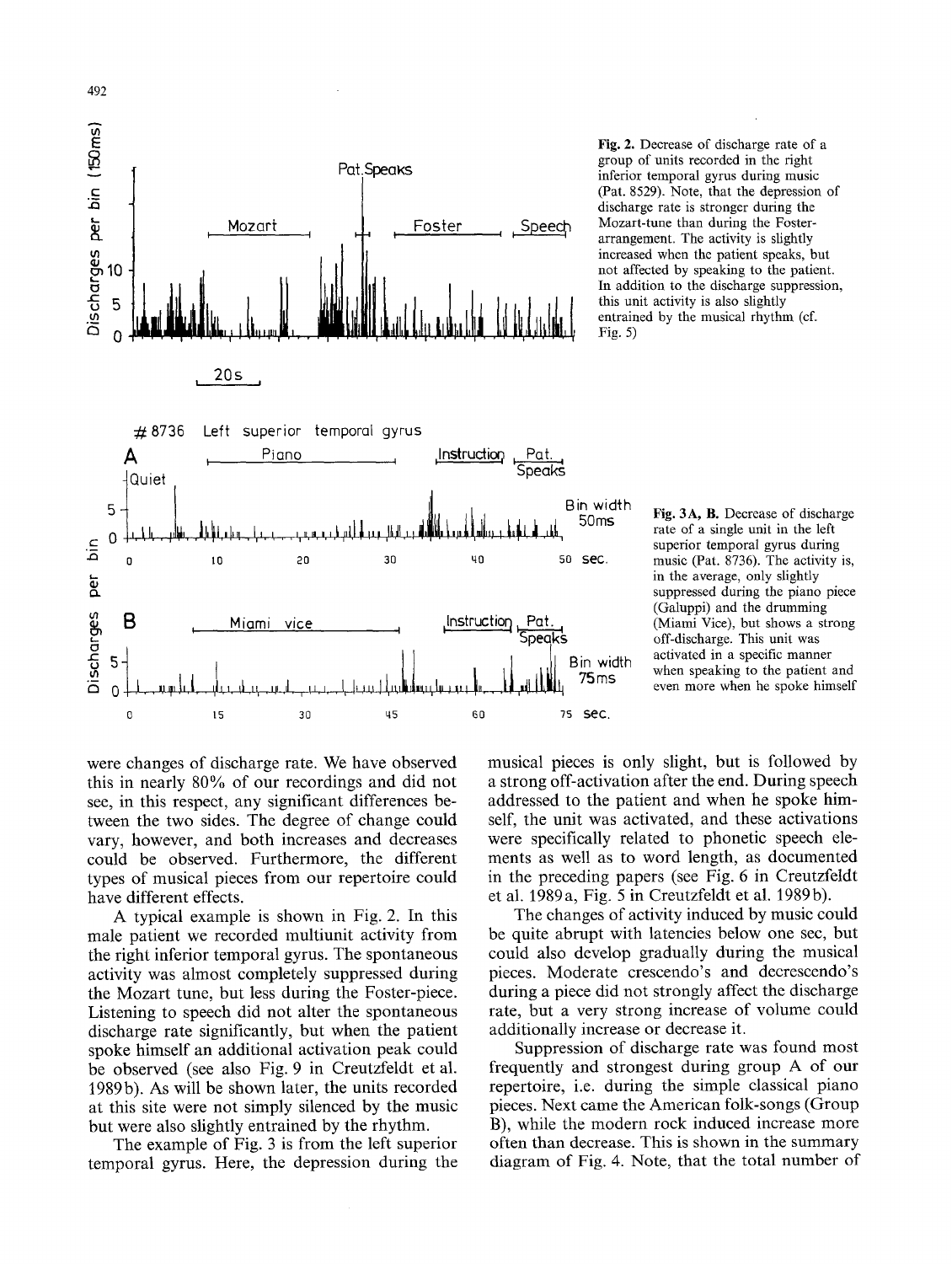**Fig. 2.** Decrease of discharge rate of a group of units recorded in the right inferior temporal gyrus during music (Pat. 8529). Note, that the depression of discharge rate is stronger during the Mozart-tune than during the Foster-arrangement. The activity is slightly increased when the patient speaks, but not affected by speaking to the patient. In addition to the discharge suppression, this unit activity is also slightly entrained by the musical rhythm (cf. Fig. 5)

**Fig. 3A, B.** Decrease of discharge rate of a single unit in the left superior temporal gyrus during music (Pat. 8736). The activity is, in the average, only slightly suppressed during the piano piece (Galuppi) and the drumming (Miami Vice), but shows a strong off-discharge. This unit was activated in a specific manner when speaking to the patient and even more when he spoke himself

were changes of discharge rate. We have observed this in nearly 80% of our recordings and did not see, in this respect, any significant differences between the two sides. The degree of change could vary, however, and both increases and decreases could be observed. Furthermore, the different types of musical pieces from our repertoire could have different effects.

A typical example is shown in Fig. 2. In this male patient we recorded multiunit activity from the right inferior temporal gyrus. The spontaneous activity was almost completely suppressed during the Mozart tune, but less during the Foster-piece. Listening to speech did not alter the spontaneous discharge rate significantly, but when the patient spoke himself an additional activation peak could be observed (see also Fig. 9 in Creutzfeldt et al. 1989b). As will be shown later, the units recorded at this site were not simply silenced by the music but were also slightly entrained by the rhythm.

The example of Fig. 3 is from the left superior temporal gyrus. Here, the depression during the musical pieces is only slight, but is followed by a strong off-activation after the end. During speech addressed to the patient and when he spoke himself, the unit was activated, and these activations were specifically related to phonetic speech elements as well as to word length, as documented in the preceding papers (see Fig. 6 in Creutzfeldt et al. 1989a, Fig. 5 in Creutzfeldt et al. 1989b).

The changes of activity induced by music could be quite abrupt with latencies below one sec, but could also develop gradually during the musical pieces. Moderate crescendo's and decrescendo's during a piece did not strongly affect the discharge rate, but a very strong increase of volume could additionally increase or decrease it.

Suppression of discharge rate was found most frequently and strongest during group A of our repertoire, i.e. during the simple classical piano pieces. Next came the American folk-songs (Group B), while the modern rock induced increase more often than decrease. This is shown in the summary diagram of Fig. 4. Note, that the total number of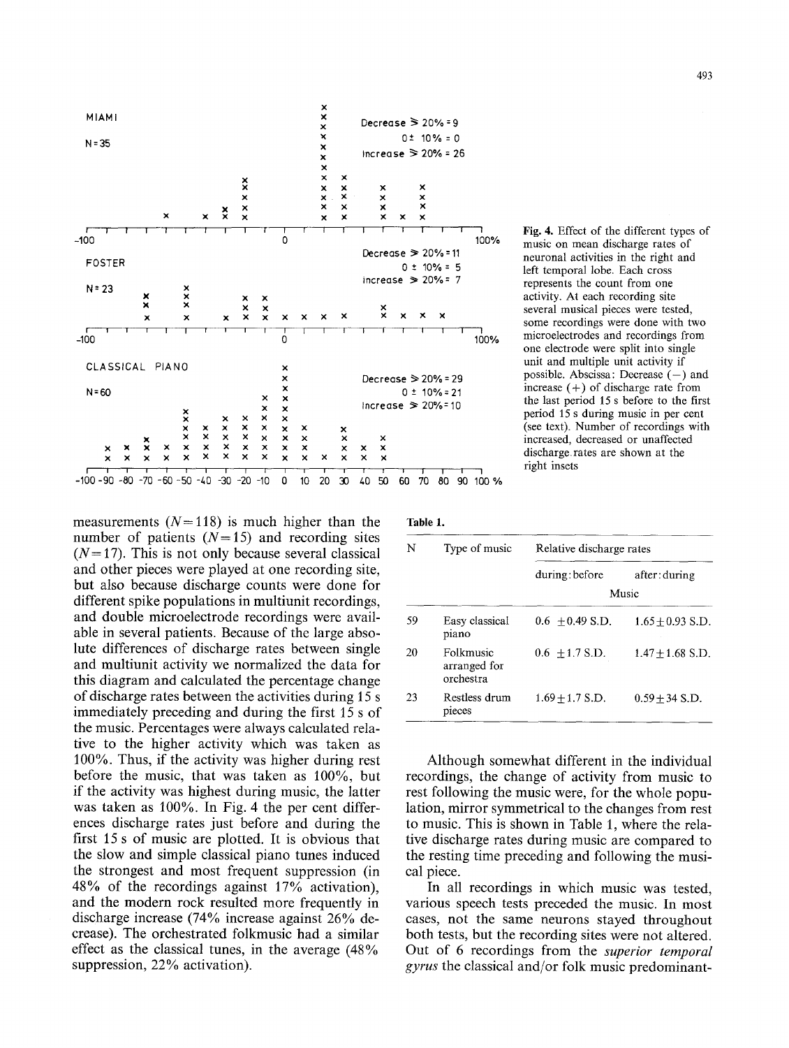Fig. 4. Effect of the different types of music on mean discharge rates of neuronal activities in the right and left temporal lobe. Each cross represents the count from one activity. At each recording site several musical pieces were tested, some recordings were done with two microelectrodes and recordings from one electrode were split into single unit and multiple unit activity if possible. Abscissa: Decrease (−) and increase (+) of discharge rate from the last period 15 s before to the first period 15 s during music in per cent (see text). Number of recordings with increased, decreased or unaffected discharge rates are shown at the right insets

measurements ($N=118$) is much higher than the number of patients ($N=15$) and recording sites ($N=17$). This is not only because several classical and other pieces were played at one recording site, but also because discharge counts were done for different spike populations in multiunit recordings, and double microelectrode recordings were available in several patients. Because of the large absolute differences of discharge rates between single and multiunit activity we normalized the data for this diagram and calculated the percentage change of discharge rates between the activities during 15 s immediately preceding and during the first 15 s of the music. Percentages were always calculated relative to the higher activity which was taken as 100%. Thus, if the activity was higher during rest before the music, that was taken as 100%, but if the activity was highest during music, the latter was taken as 100%. In Fig. 4 the per cent differences discharge rates just before and during the first 15 s of music are plotted. It is obvious that the slow and simple classical piano tunes induced the strongest and most frequent suppression (in 48% of the recordings against 17% activation), and the modern rock resulted more frequently in discharge increase (74% increase against 26% decrease). The orchestrated folkmusic had a similar effect as the classical tunes, in the average (48% suppression, 22% activation).

**Table 1.**

| N | Type of music | Relative discharge rates | |
|---|---|---|---|
| | | during : before | after : during |
| | | Music | |
| 59 | Easy classical piano | 0.6 ±0.49 S.D. | 1.65±0.93 S.D. |
| 20 | Folkmusic arranged for orchestra | 0.6 ±1.7 S.D. | 1.47±1.68 S.D. |
| 23 | Restless drum pieces | 1.69±1.7 S.D. | 0.59±34 S.D. |

Although somewhat different in the individual recordings, the change of activity from music to rest following the music were, for the whole population, mirror symmetrical to the changes from rest to music. This is shown in Table 1, where the relative discharge rates during music are compared to the resting time preceding and following the musical piece.

In all recordings in which music was tested, various speech tests preceded the music. In most cases, not the same neurons stayed throughout both tests, but the recording sites were not altered. Out of 6 recordings from the *superior temporal gyrus* the classical and/or folk music predominant-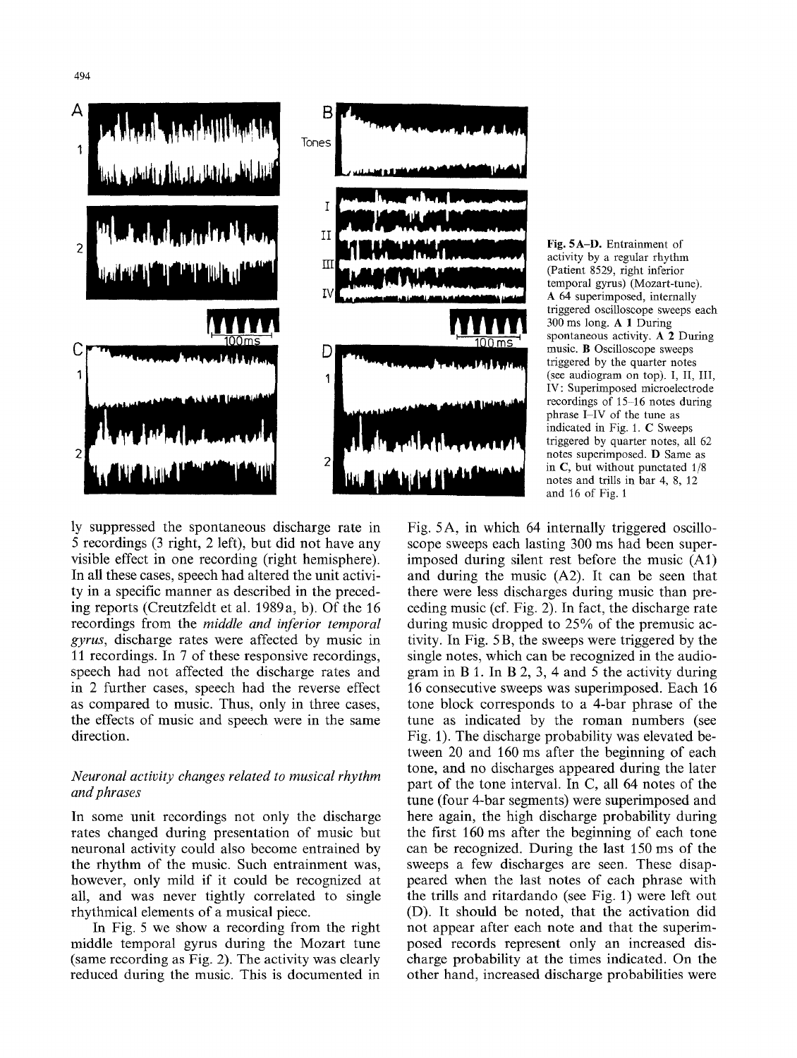**Fig. 5A–D.** Entrainment of activity by a regular rhythm (Patient 8529, right inferior temporal gyrus) (Mozart-tune). **A** 64 superimposed, internally triggered oscilloscope sweeps each 300 ms long. **A 1** During spontaneous activity. **A 2** During music. **B** Oscilloscope sweeps triggered by the quarter notes (see audiogram on top). I, II, III, IV: Superimposed microelectrode recordings of 15–16 notes during phrase I–IV of the tune as indicated in Fig. 1. **C** Sweeps triggered by quarter notes, all 62 notes superimposed. **D** Same as in **C**, but without punctated 1/8 notes and trills in bar 4, 8, 12 and 16 of Fig. 1

ly suppressed the spontaneous discharge rate in 5 recordings (3 right, 2 left), but did not have any visible effect in one recording (right hemisphere). In all these cases, speech had altered the unit activity in a specific manner as described in the preceding reports (Creutzfeldt et al. 1989a, b). Of the 16 recordings from the *middle and inferior temporal gyrus*, discharge rates were affected by music in 11 recordings. In 7 of these responsive recordings, speech had not affected the discharge rates and in 2 further cases, speech had the reverse effect as compared to music. Thus, only in three cases, the effects of music and speech were in the same direction.

### *Neuronal activity changes related to musical rhythm and phrases*

In some unit recordings not only the discharge rates changed during presentation of music but neuronal activity could also become entrained by the rhythm of the music. Such entrainment was, however, only mild if it could be recognized at all, and was never tightly correlated to single rhythmical elements of a musical piece.

In Fig. 5 we show a recording from the right middle temporal gyrus during the Mozart tune (same recording as Fig. 2). The activity was clearly reduced during the music. This is documented in Fig. 5A, in which 64 internally triggered oscilloscope sweeps each lasting 300 ms had been superimposed during silent rest before the music (A1) and during the music (A2). It can be seen that there were less discharges during music than preceding music (cf. Fig. 2). In fact, the discharge rate during music dropped to 25% of the premusic activity. In Fig. 5B, the sweeps were triggered by the single notes, which can be recognized in the audiogram in B 1. In B 2, 3, 4 and 5 the activity during 16 consecutive sweeps was superimposed. Each 16 tone block corresponds to a 4-bar phrase of the tune as indicated by the roman numbers (see Fig. 1). The discharge probability was elevated between 20 and 160 ms after the beginning of each tone, and no discharges appeared during the later part of the tone interval. In C, all 64 notes of the tune (four 4-bar segments) were superimposed and here again, the high discharge probability during the first 160 ms after the beginning of each tone can be recognized. During the last 150 ms of the sweeps a few discharges are seen. These disappeared when the last notes of each phrase with the trills and ritardando (see Fig. 1) were left out (D). It should be noted, that the activation did not appear after each note and that the superimposed records represent only an increased discharge probability at the times indicated. On the other hand, increased discharge probabilities were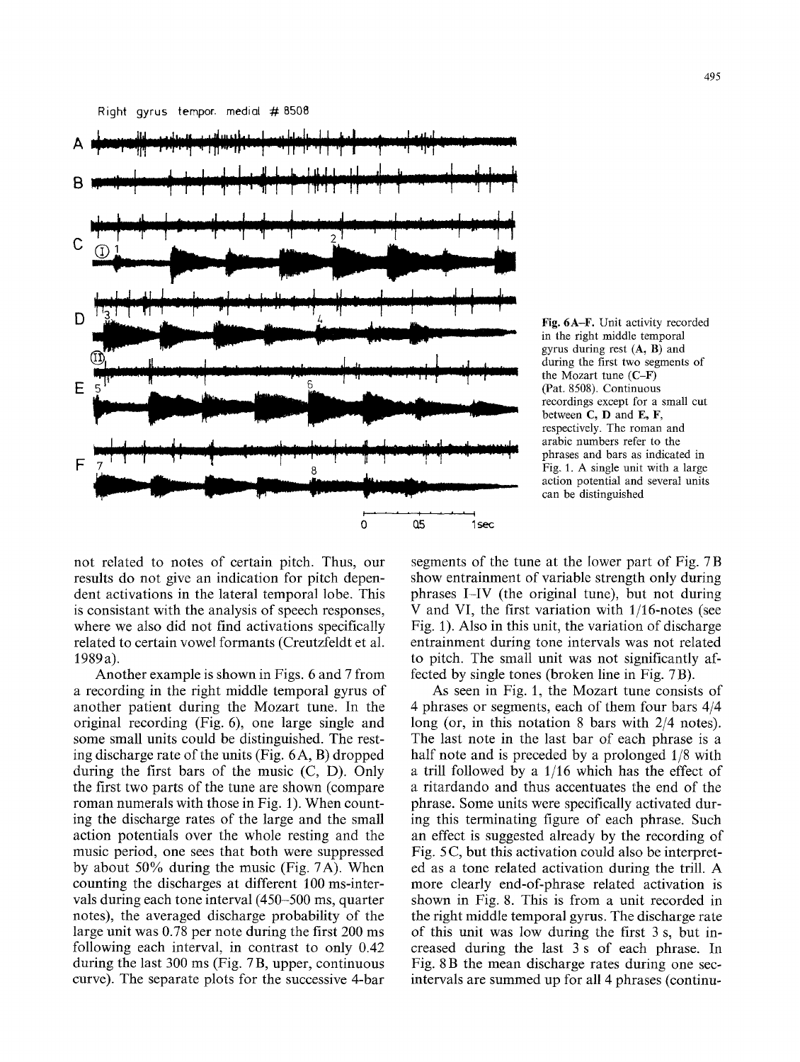Fig. 6A–F. Unit activity recorded in the right middle temporal gyrus during rest (A, B) and during the first two segments of the Mozart tune (C–F) (Pat. 8508). Continuous recordings except for a small cut between C, D and E, F, respectively. The roman and arabic numbers refer to the phrases and bars as indicated in Fig. 1. A single unit with a large action potential and several units can be distinguished

not related to notes of certain pitch. Thus, our results do not give an indication for pitch dependent activations in the lateral temporal lobe. This is consistant with the analysis of speech responses, where we also did not find activations specifically related to certain vowel formants (Creutzfeldt et al. 1989a).

Another example is shown in Figs. 6 and 7 from a recording in the right middle temporal gyrus of another patient during the Mozart tune. In the original recording (Fig. 6), one large single and some small units could be distinguished. The resting discharge rate of the units (Fig. 6A, B) dropped during the first bars of the music (C, D). Only the first two parts of the tune are shown (compare roman numerals with those in Fig. 1). When counting the discharge rates of the large and the small action potentials over the whole resting and the music period, one sees that both were suppressed by about 50% during the music (Fig. 7A). When counting the discharges at different 100 ms-intervals during each tone interval (450–500 ms, quarter notes), the averaged discharge probability of the large unit was 0.78 per note during the first 200 ms following each interval, in contrast to only 0.42 during the last 300 ms (Fig. 7B, upper, continuous curve). The separate plots for the successive 4-bar segments of the tune at the lower part of Fig. 7B show entrainment of variable strength only during phrases I–IV (the original tune), but not during V and VI, the first variation with 1/16-notes (see Fig. 1). Also in this unit, the variation of discharge entrainment during tone intervals was not related to pitch. The small unit was not significantly affected by single tones (broken line in Fig. 7B).

As seen in Fig. 1, the Mozart tune consists of 4 phrases or segments, each of them four bars 4/4 long (or, in this notation 8 bars with 2/4 notes). The last note in the last bar of each phrase is a half note and is preceded by a prolonged 1/8 with a trill followed by a 1/16 which has the effect of a ritardando and thus accentuates the end of the phrase. Some units were specifically activated during this terminating figure of each phrase. Such an effect is suggested already by the recording of Fig. 5C, but this activation could also be interpreted as a tone related activation during the trill. A more clearly end-of-phrase related activation is shown in Fig. 8. This is from a unit recorded in the right middle temporal gyrus. The discharge rate of this unit was low during the first 3 s, but increased during the last 3 s of each phrase. In Fig. 8B the mean discharge rates during one sec-intervals are summed up for all 4 phrases (continu-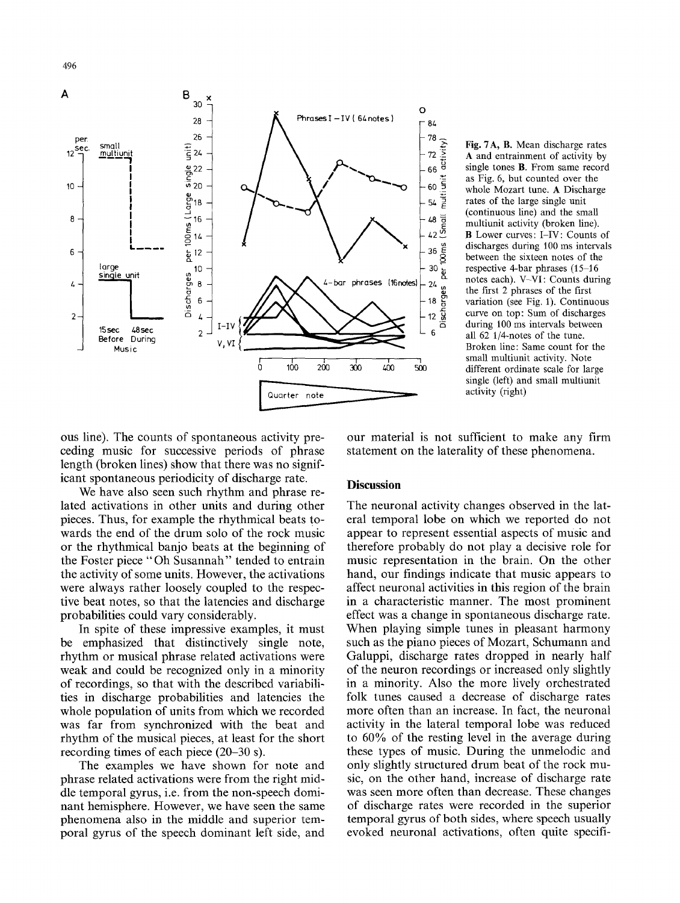Fig. 7A, B. Mean discharge rates **A** and entrainment of activity by single tones **B**. From same record as Fig. 6, but counted over the whole Mozart tune. **A** Discharge rates of the large single unit (continuous line) and the small multiunit activity (broken line). **B** Lower curves: I–IV: Counts of discharges during 100 ms intervals between the sixteen notes of the respective 4-bar phrases (15–16 notes each). V–VI: Counts during the first 2 phrases of the first variation (see Fig. 1). Continuous curve on top: Sum of discharges during 100 ms intervals between all 62 1/4-notes of the tune. Broken line: Same count for the small multiunit activity. Note different ordinate scale for large single (left) and small multiunit activity (right)

ous line). The counts of spontaneous activity preceding music for successive periods of phrase length (broken lines) show that there was no significant spontaneous periodicity of discharge rate.

We have also seen such rhythm and phrase related activations in other units and during other pieces. Thus, for example the rhythmical beats towards the end of the drum solo of the rock music or the rhythmical banjo beats at the beginning of the Foster piece "Oh Susannah" tended to entrain the activity of some units. However, the activations were always rather loosely coupled to the respective beat notes, so that the latencies and discharge probabilities could vary considerably.

In spite of these impressive examples, it must be emphasized that distinctively single note, rhythm or musical phrase related activations were weak and could be recognized only in a minority of recordings, so that with the described variabilities in discharge probabilities and latencies the whole population of units from which we recorded was far from synchronized with the beat and rhythm of the musical pieces, at least for the short recording times of each piece (20–30 s).

The examples we have shown for note and phrase related activations were from the right middle temporal gyrus, i.e. from the non-speech dominant hemisphere. However, we have seen the same phenomena also in the middle and superior temporal gyrus of the speech dominant left side, and our material is not sufficient to make any firm statement on the laterality of these phenomena.

## Discussion

The neuronal activity changes observed in the lateral temporal lobe on which we reported do not appear to represent essential aspects of music and therefore probably do not play a decisive role for music representation in the brain. On the other hand, our findings indicate that music appears to affect neuronal activities in this region of the brain in a characteristic manner. The most prominent effect was a change in spontaneous discharge rate. When playing simple tunes in pleasant harmony such as the piano pieces of Mozart, Schumann and Galuppi, discharge rates dropped in nearly half of the neuron recordings or increased only slightly in a minority. Also the more lively orchestrated folk tunes caused a decrease of discharge rates more often than an increase. In fact, the neuronal activity in the lateral temporal lobe was reduced to 60% of the resting level in the average during these types of music. During the unmelodic and only slightly structured drum beat of the rock music, on the other hand, increase of discharge rate was seen more often than decrease. These changes of discharge rates were recorded in the superior temporal gyrus of both sides, where speech usually evoked neuronal activations, often quite specifi-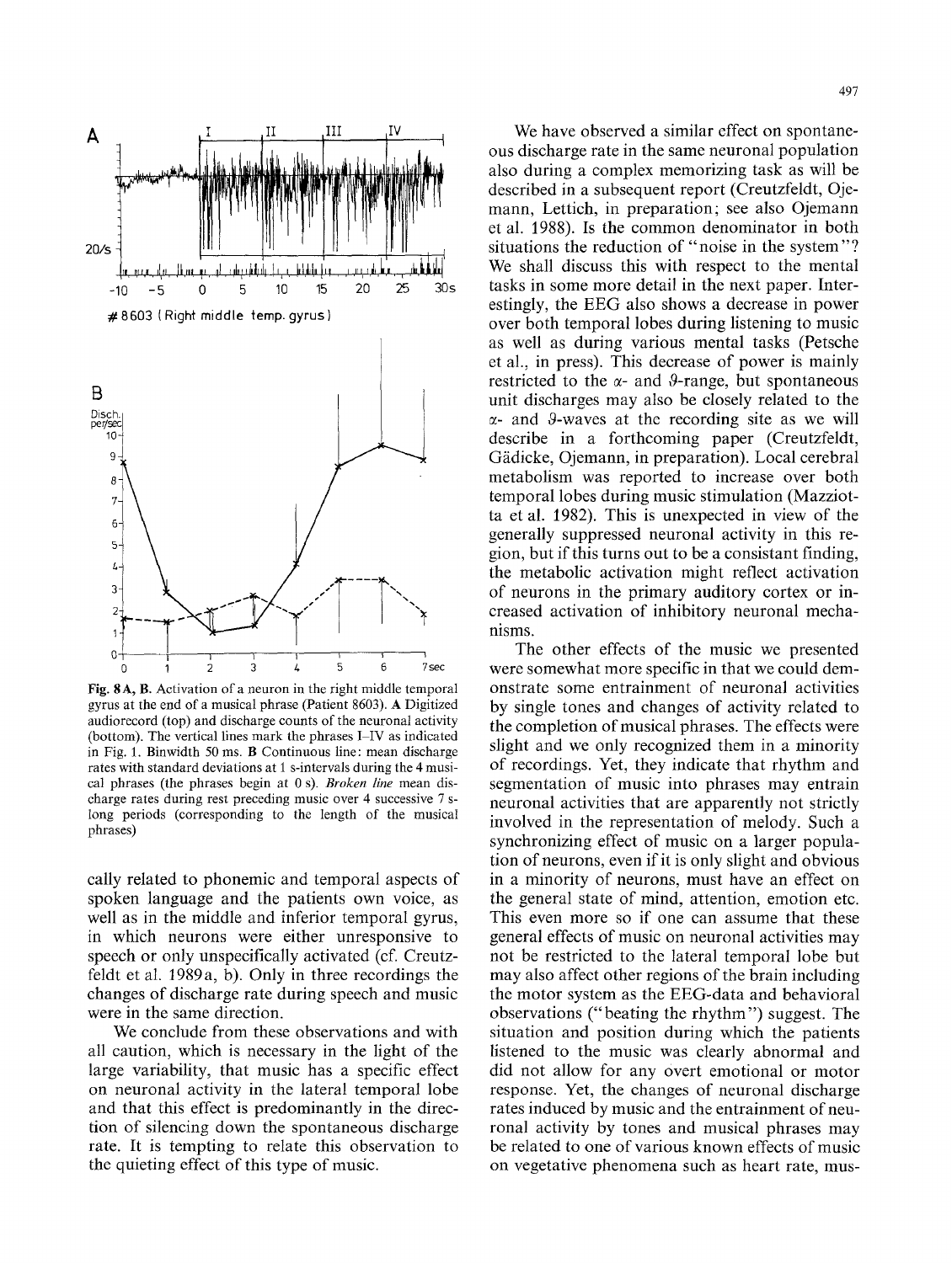Fig. 8A, B. Activation of a neuron in the right middle temporal gyrus at the end of a musical phrase (Patient 8603). A Digitized audiorecord (top) and discharge counts of the neuronal activity (bottom). The vertical lines mark the phrases I–IV as indicated in Fig. 1. Binwidth 50 ms. B Continuous line: mean discharge rates with standard deviations at 1 s-intervals during the 4 musical phrases (the phrases begin at 0 s). *Broken line* mean discharge rates during rest preceding music over 4 successive 7 s-long periods (corresponding to the length of the musical phrases)

cally related to phonemic and temporal aspects of spoken language and the patients own voice, as well as in the middle and inferior temporal gyrus, in which neurons were either unresponsive to speech or only unspecifically activated (cf. Creutzfeldt et al. 1989a, b). Only in three recordings the changes of discharge rate during speech and music were in the same direction.

We conclude from these observations and with all caution, which is necessary in the light of the large variability, that music has a specific effect on neuronal activity in the lateral temporal lobe and that this effect is predominantly in the direction of silencing down the spontaneous discharge rate. It is tempting to relate this observation to the quieting effect of this type of music.

We have observed a similar effect on spontaneous discharge rate in the same neuronal population also during a complex memorizing task as will be described in a subsequent report (Creutzfeldt, Ojemann, Lettich, in preparation; see also Ojemann et al. 1988). Is the common denominator in both situations the reduction of "noise in the system"? We shall discuss this with respect to the mental tasks in some more detail in the next paper. Interestingly, the EEG also shows a decrease in power over both temporal lobes during listening to music as well as during various mental tasks (Petsche et al., in press). This decrease of power is mainly restricted to the $\alpha$- and $\vartheta$-range, but spontaneous unit discharges may also be closely related to the $\alpha$- and $\vartheta$-waves at the recording site as we will describe in a forthcoming paper (Creutzfeldt, Gädicke, Ojemann, in preparation). Local cerebral metabolism was reported to increase over both temporal lobes during music stimulation (Mazziotta et al. 1982). This is unexpected in view of the generally suppressed neuronal activity in this region, but if this turns out to be a consistant finding, the metabolic activation might reflect activation of neurons in the primary auditory cortex or increased activation of inhibitory neuronal mechanisms.

The other effects of the music we presented were somewhat more specific in that we could demonstrate some entrainment of neuronal activities by single tones and changes of activity related to the completion of musical phrases. The effects were slight and we only recognized them in a minority of recordings. Yet, they indicate that rhythm and segmentation of music into phrases may entrain neuronal activities that are apparently not strictly involved in the representation of melody. Such a synchronizing effect of music on a larger population of neurons, even if it is only slight and obvious in a minority of neurons, must have an effect on the general state of mind, attention, emotion etc. This even more so if one can assume that these general effects of music on neuronal activities may not be restricted to the lateral temporal lobe but may also affect other regions of the brain including the motor system as the EEG-data and behavioral observations ("beating the rhythm") suggest. The situation and position during which the patients listened to the music was clearly abnormal and did not allow for any overt emotional or motor response. Yet, the changes of neuronal discharge rates induced by music and the entrainment of neuronal activity by tones and musical phrases may be related to one of various known effects of music on vegetative phenomena such as heart rate, mus-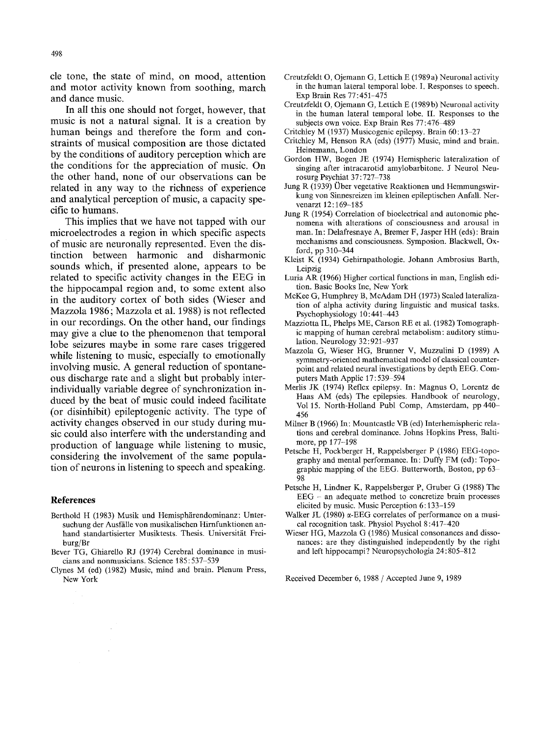cle tone, the state of mind, on mood, attention and motor activity known from soothing, march and dance music.

In all this one should not forget, however, that music is not a natural signal. It is a creation by human beings and therefore the form and constraints of musical composition are those dictated by the conditions of auditory perception which are the conditions for the appreciation of music. On the other hand, none of our observations can be related in any way to the richness of experience and analytical perception of music, a capacity specific to humans.

This implies that we have not tapped with our microelectrodes a region in which specific aspects of music are neuronally represented. Even the distinction between harmonic and disharmonic sounds which, if presented alone, appears to be related to specific activity changes in the EEG in the hippocampal region and, to some extent also in the auditory cortex of both sides (Wieser and Mazzola 1986; Mazzola et al. 1988) is not reflected in our recordings. On the other hand, our findings may give a clue to the phenomenon that temporal lobe seizures maybe in some rare cases triggered while listening to music, especially to emotionally involving music. A general reduction of spontaneous discharge rate and a slight but probably interindividually variable degree of synchronization induced by the beat of music could indeed facilitate (or disinhibit) epileptogenic activity. The type of activity changes observed in our study during music could also interfere with the understanding and production of language while listening to music, considering the involvement of the same population of neurons in listening to speech and speaking.

## References

Berthold H (1983) Musik und Hemisphärendominanz: Untersuchung der Ausfälle von musikalischen Hirnfunktionen anhand standartisierter Musiktests. Thesis. Universität Freiburg/Br

Bever TG, Ghiarello RJ (1974) Cerebral dominance in musicians and nonmusicians. Science 185:537–539

Clynes M (ed) (1982) Music, mind and brain. Plenum Press, New York

Creutzfeldt O, Ojemann G, Lettich E (1989a) Neuronal activity in the human lateral temporal lobe. I. Responses to speech. Exp Brain Res 77:451–475

Creutzfeldt O, Ojemann G, Lettich E (1989b) Neuronal activity in the human lateral temporal lobe. II. Responses to the subjects own voice. Exp Brain Res 77:476–489

Critchley M (1937) Musicogenic epilepsy. Brain 60:13–27

Critchley M, Henson RA (eds) (1977) Music, mind and brain. Heinemann, London

Gordon HW, Bogen JE (1974) Hemispheric lateralization of singing after intracarotid amylobarbitone. J Neurol Neurosurg Psychiat 37:727–738

Jung R (1939) Über vegetative Reaktionen und Hemmungswirkung von Sinnesreizen im kleinen epileptischen Anfall. Nervenarzt 12:169–185

Jung R (1954) Correlation of bioelectrical and autonomic phenomena with alterations of consciousness and arousal in man. In: Delafresnaye A, Bremer F, Jasper HH (eds): Brain mechanisms and consciousness. Symposion. Blackwell, Oxford, pp 310–344

Kleist K (1934) Gehirnpathologie. Johann Ambrosius Barth, Leipzig

Luria AR (1966) Higher cortical functions in man, English edition. Basic Books Inc, New York

McKee G, Humphrey B, McAdam DH (1973) Scaled lateralization of alpha activity during linguistic and musical tasks. Psychophysiology 10:441–443

Mazziotta IL, Phelps ME, Carson RE et al. (1982) Tomographic mapping of human cerebral metabolism: auditory stimulation. Neurology 32:921–937

Mazzola G, Wieser HG, Brunner V, Muzzulini D (1989) A symmetry-oriented mathematical model of classical counterpoint and related neural investigations by depth EEG. Computers Math Applic 17:539–594

Merlis JK (1974) Reflex epilepsy. In: Magnus O, Lorentz de Haas AM (eds) The epilepsies. Handbook of neurology, Vol 15. North-Holland Publ Comp, Amsterdam, pp 440–456

Milner B (1966) In: Mountcastle VB (ed) Interhemispheric relations and cerebral dominance. Johns Hopkins Press, Baltimore, pp 177–198

Petsche H, Pockberger H, Rappelsberger P (1986) EEG-topography and mental performance. In: Duffy FM (ed): Topographic mapping of the EEG. Butterworth, Boston, pp 63–98

Petsche H, Lindner K, Rappelsberger P, Gruber G (1988) The EEG – an adequate method to concretize brain processes elicited by music. Music Perception 6:133–159

Walker JL (1980) α-EEG correlates of performance on a musical recognition task. Physiol Psychol 8:417–420

Wieser HG, Mazzola G (1986) Musical consonances and dissonances: are they distinguished independently by the right and left hippocampi? Neuropsychologia 24:805–812

Received December 6, 1988 / Accepted June 9, 1989